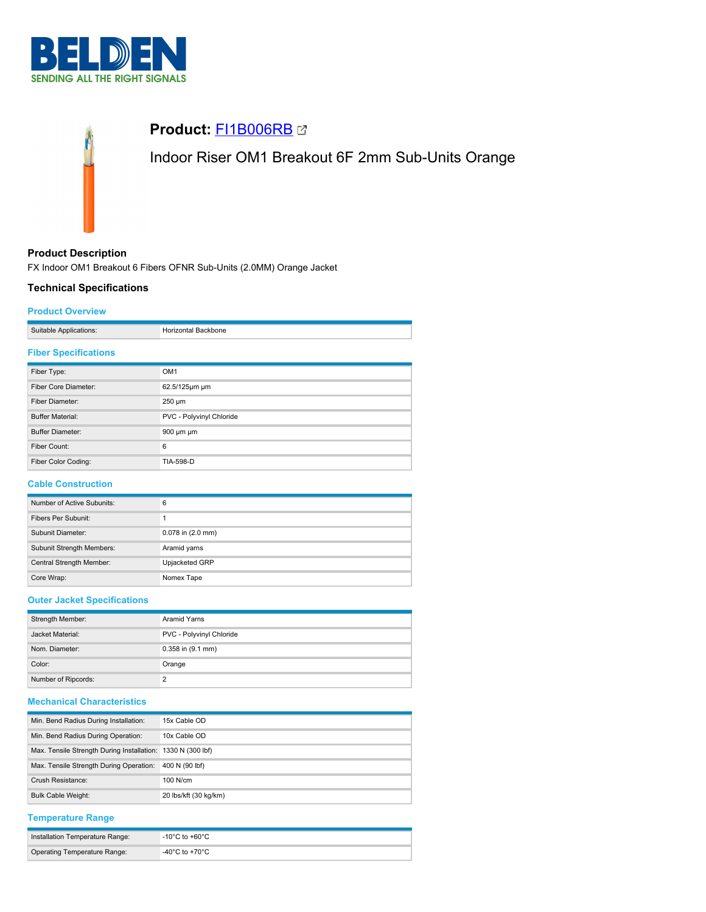BELDEN
SENDING ALL THE RIGHT SIGNALS

# Product: FI1B006RB

Indoor Riser OM1 Breakout 6F 2mm Sub-Units Orange

## Product Description

FX Indoor OM1 Breakout 6 Fibers OFNR Sub-Units (2.0MM) Orange Jacket

## Technical Specifications

### Product Overview

| | |
|---|---|
| Suitable Applications: | Horizontal Backbone |

### Fiber Specifications

| | |
|---|---|
| Fiber Type: | OM1 |
| Fiber Core Diameter: | 62.5/125µm µm |
| Fiber Diameter: | 250 µm |
| Buffer Material: | PVC - Polyvinyl Chloride |
| Buffer Diameter: | 900 µm µm |
| Fiber Count: | 6 |
| Fiber Color Coding: | TIA-598-D |

### Cable Construction

| | |
|---|---|
| Number of Active Subunits: | 6 |
| Fibers Per Subunit: | 1 |
| Subunit Diameter: | 0.078 in (2.0 mm) |
| Subunit Strength Members: | Aramid yarns |
| Central Strength Member: | Upjacketed GRP |
| Core Wrap: | Nomex Tape |

### Outer Jacket Specifications

| | |
|---|---|
| Strength Member: | Aramid Yarns |
| Jacket Material: | PVC - Polyvinyl Chloride |
| Nom. Diameter: | 0.358 in (9.1 mm) |
| Color: | Orange |
| Number of Ripcords: | 2 |

### Mechanical Characteristics

| | |
|---|---|
| Min. Bend Radius During Installation: | 15x Cable OD |
| Min. Bend Radius During Operation: | 10x Cable OD |
| Max. Tensile Strength During Installation: | 1330 N (300 lbf) |
| Max. Tensile Strength During Operation: | 400 N (90 lbf) |
| Crush Resistance: | 100 N/cm |
| Bulk Cable Weight: | 20 lbs/kft (30 kg/km) |

### Temperature Range

| | |
|---|---|
| Installation Temperature Range: | -10°C to +60°C |
| Operating Temperature Range: | -40°C to +70°C |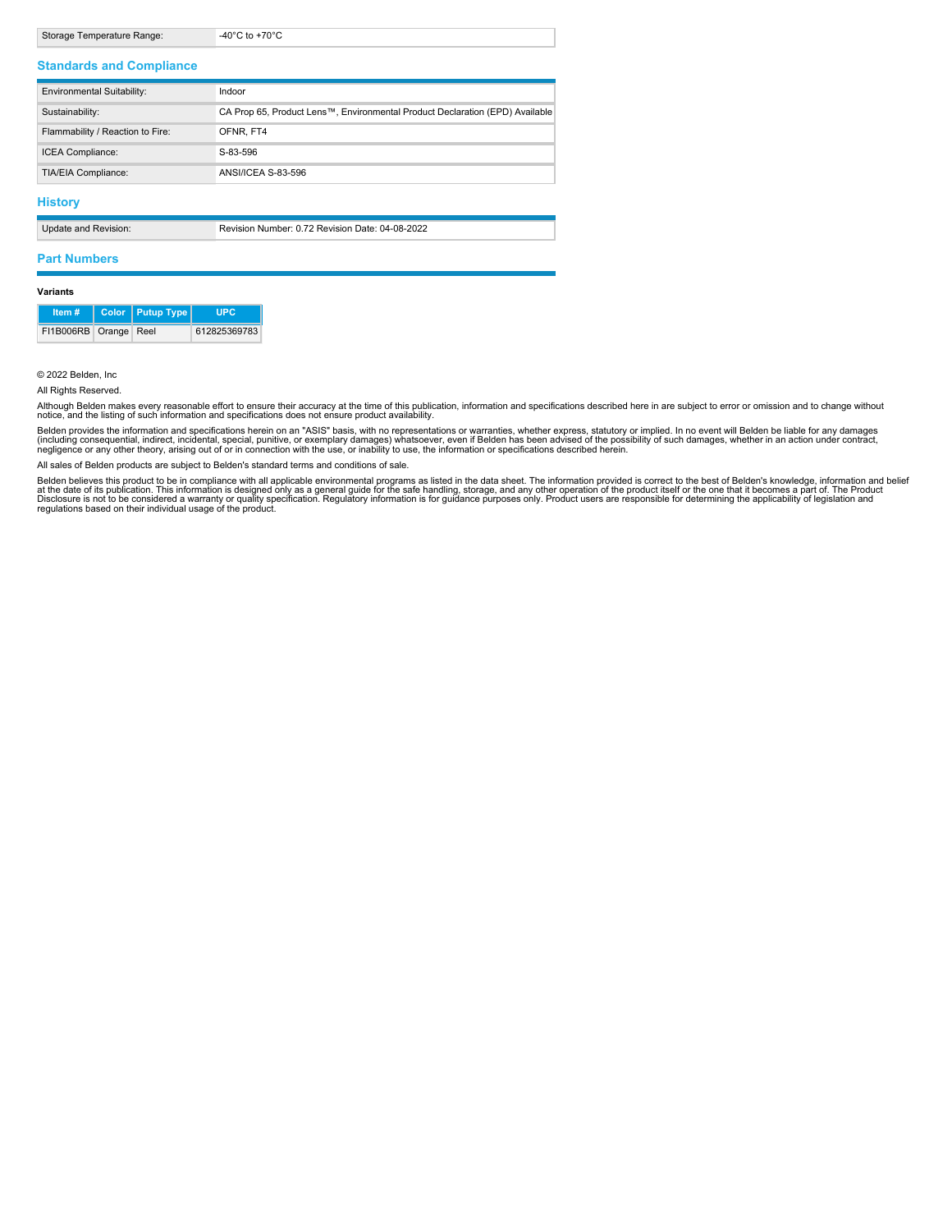| | |
|---|---|
| Storage Temperature Range: | -40°C to +70°C |

## Standards and Compliance

| | |
|---|---|
| Environmental Suitability: | Indoor |
| Sustainability: | CA Prop 65, Product Lens™, Environmental Product Declaration (EPD) Available |
| Flammability / Reaction to Fire: | OFNR, FT4 |
| ICEA Compliance: | S-83-596 |
| TIA/EIA Compliance: | ANSI/ICEA S-83-596 |

## History

| | |
|---|---|
| Update and Revision: | Revision Number: 0.72 Revision Date: 04-08-2022 |

## Part Numbers

**Variants**

| Item # | Color | Putup Type | UPC |
|---|---|---|---|
| FI1B006RB | Orange | Reel | 612825369783 |

© 2022 Belden, Inc

All Rights Reserved.

Although Belden makes every reasonable effort to ensure their accuracy at the time of this publication, information and specifications described here in are subject to error or omission and to change without notice, and the listing of such information and specifications does not ensure product availability.

Belden provides the information and specifications herein on an "ASIS" basis, with no representations or warranties, whether express, statutory or implied. In no event will Belden be liable for any damages (including consequential, indirect, incidental, special, punitive, or exemplary damages) whatsoever, even if Belden has been advised of the possibility of such damages, whether in an action under contract, negligence or any other theory, arising out of or in connection with the use, or inability to use, the information or specifications described herein.

All sales of Belden products are subject to Belden's standard terms and conditions of sale.

Belden believes this product to be in compliance with all applicable environmental programs as listed in the data sheet. The information provided is correct to the best of Belden's knowledge, information and belief at the date of its publication. This information is designed only as a general guide for the safe handling, storage, and any other operation of the product itself or the one that it becomes a part of. The Product Disclosure is not to be considered a warranty or quality specification. Regulatory information is for guidance purposes only. Product users are responsible for determining the applicability of legislation and regulations based on their individual usage of the product.